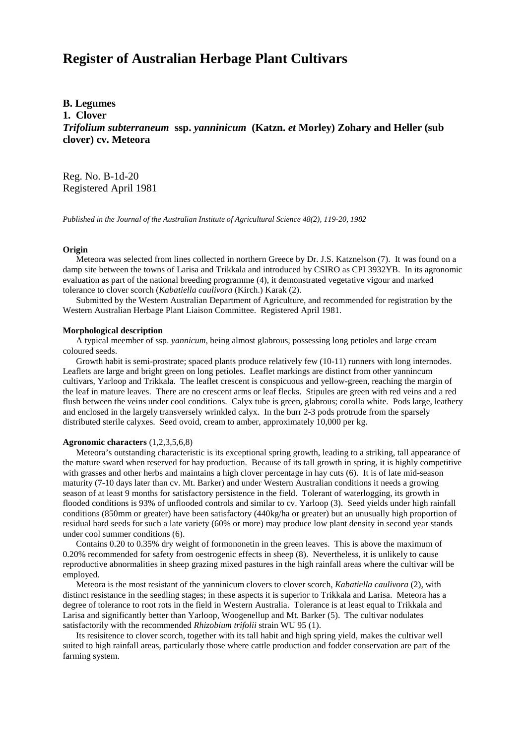# Register of Australian Herbage Plant Cultivars

**B. Legumes**
**1. Clover**
***Trifolium subterraneum* ssp. *yanninicum* (Katzn. *et* Morley) Zohary and Heller (sub clover) cv. Meteora**

Reg. No. B-1d-20
Registered April 1981

*Published in the Journal of the Australian Institute of Agricultural Science 48(2), 119-20, 1982*

**Origin**

Meteora was selected from lines collected in northern Greece by Dr. J.S. Katznelson (7). It was found on a damp site between the towns of Larisa and Trikkala and introduced by CSIRO as CPI 3932YB. In its agronomic evaluation as part of the national breeding programme (4), it demonstrated vegetative vigour and marked tolerance to clover scorch (*Kabatiella caulivora* (Kirch.) Karak (2).

Submitted by the Western Australian Department of Agriculture, and recommended for registration by the Western Australian Herbage Plant Liaison Committee. Registered April 1981.

**Morphological description**

A typical meember of ssp. *yannicum*, being almost glabrous, possessing long petioles and large cream coloured seeds.

Growth habit is semi-prostrate; spaced plants produce relatively few (10-11) runners with long internodes. Leaflets are large and bright green on long petioles. Leaflet markings are distinct from other yannincum cultivars, Yarloop and Trikkala. The leaflet crescent is conspicuous and yellow-green, reaching the margin of the leaf in mature leaves. There are no crescent arms or leaf flecks. Stipules are green with red veins and a red flush between the veins under cool conditions. Calyx tube is green, glabrous; corolla white. Pods large, leathery and enclosed in the largely transversely wrinkled calyx. In the burr 2-3 pods protrude from the sparsely distributed sterile calyxes. Seed ovoid, cream to amber, approximately 10,000 per kg.

**Agronomic characters** (1,2,3,5,6,8)

Meteora's outstanding characteristic is its exceptional spring growth, leading to a striking, tall appearance of the mature sward when reserved for hay production. Because of its tall growth in spring, it is highly competitive with grasses and other herbs and maintains a high clover percentage in hay cuts (6). It is of late mid-season maturity (7-10 days later than cv. Mt. Barker) and under Western Australian conditions it needs a growing season of at least 9 months for satisfactory persistence in the field. Tolerant of waterlogging, its growth in flooded conditions is 93% of unflooded controls and similar to cv. Yarloop (3). Seed yields under high rainfall conditions (850mm or greater) have been satisfactory (440kg/ha or greater) but an unusually high proportion of residual hard seeds for such a late variety (60% or more) may produce low plant density in second year stands under cool summer conditions (6).

Contains 0.20 to 0.35% dry weight of formononetin in the green leaves. This is above the maximum of 0.20% recommended for safety from oestrogenic effects in sheep (8). Nevertheless, it is unlikely to cause reproductive abnormalities in sheep grazing mixed pastures in the high rainfall areas where the cultivar will be employed.

Meteora is the most resistant of the yanninicum clovers to clover scorch, *Kabatiella caulivora* (2), with distinct resistance in the seedling stages; in these aspects it is superior to Trikkala and Larisa. Meteora has a degree of tolerance to root rots in the field in Western Australia. Tolerance is at least equal to Trikkala and Larisa and significantly better than Yarloop, Woogenellup and Mt. Barker (5). The cultivar nodulates satisfactorily with the recommended *Rhizobium trifolii* strain WU 95 (1).

Its resisitence to clover scorch, together with its tall habit and high spring yield, makes the cultivar well suited to high rainfall areas, particularly those where cattle production and fodder conservation are part of the farming system.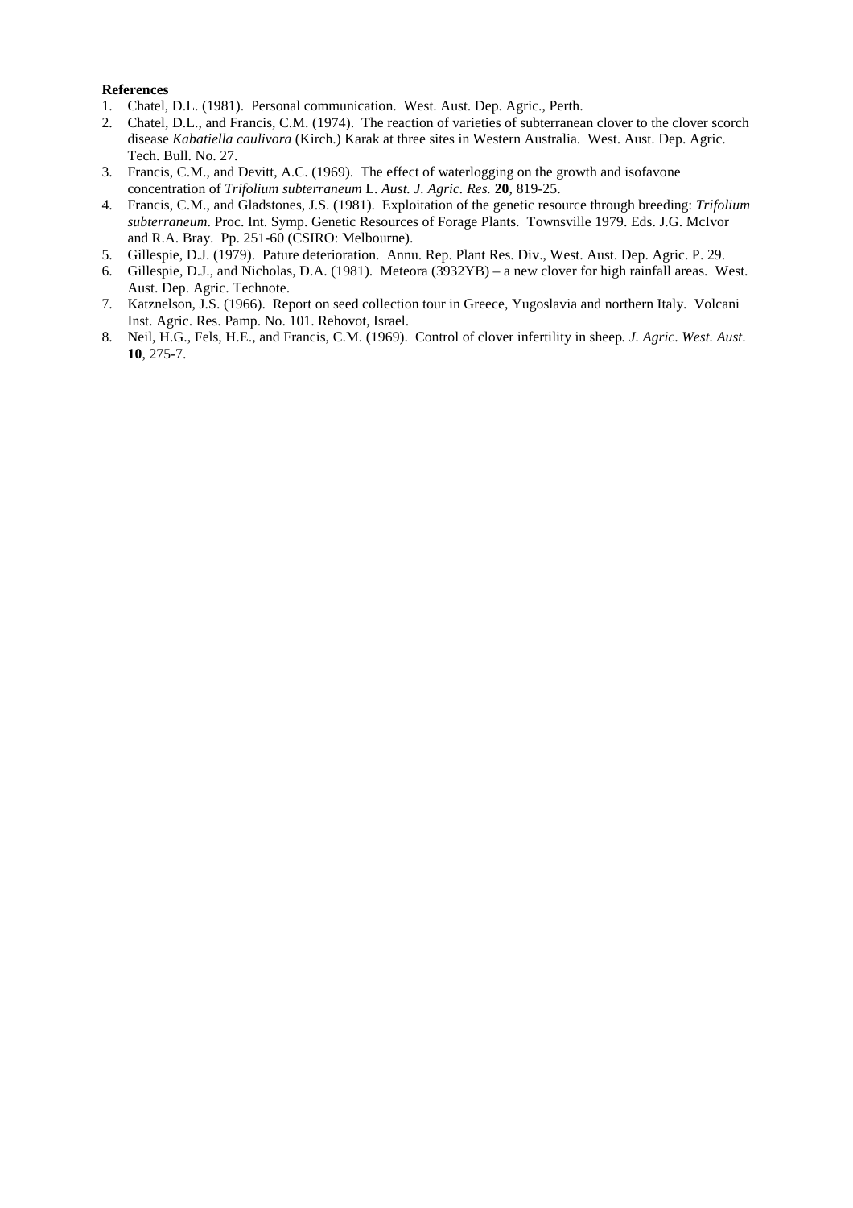**References**

1. Chatel, D.L. (1981). Personal communication. West. Aust. Dep. Agric., Perth.
2. Chatel, D.L., and Francis, C.M. (1974). The reaction of varieties of subterranean clover to the clover scorch disease *Kabatiella caulivora* (Kirch.) Karak at three sites in Western Australia. West. Aust. Dep. Agric. Tech. Bull. No. 27.
3. Francis, C.M., and Devitt, A.C. (1969). The effect of waterlogging on the growth and isofavone concentration of *Trifolium subterraneum* L. *Aust. J. Agric. Res.* **20**, 819-25.
4. Francis, C.M., and Gladstones, J.S. (1981). Exploitation of the genetic resource through breeding: *Trifolium subterraneum*. Proc. Int. Symp. Genetic Resources of Forage Plants. Townsville 1979. Eds. J.G. McIvor and R.A. Bray. Pp. 251-60 (CSIRO: Melbourne).
5. Gillespie, D.J. (1979). Pature deterioration. Annu. Rep. Plant Res. Div., West. Aust. Dep. Agric. P. 29.
6. Gillespie, D.J., and Nicholas, D.A. (1981). Meteora (3932YB) – a new clover for high rainfall areas. West. Aust. Dep. Agric. Technote.
7. Katznelson, J.S. (1966). Report on seed collection tour in Greece, Yugoslavia and northern Italy. Volcani Inst. Agric. Res. Pamp. No. 101. Rehovot, Israel.
8. Neil, H.G., Fels, H.E., and Francis, C.M. (1969). Control of clover infertility in sheep. *J. Agric. West. Aust*. **10**, 275-7.